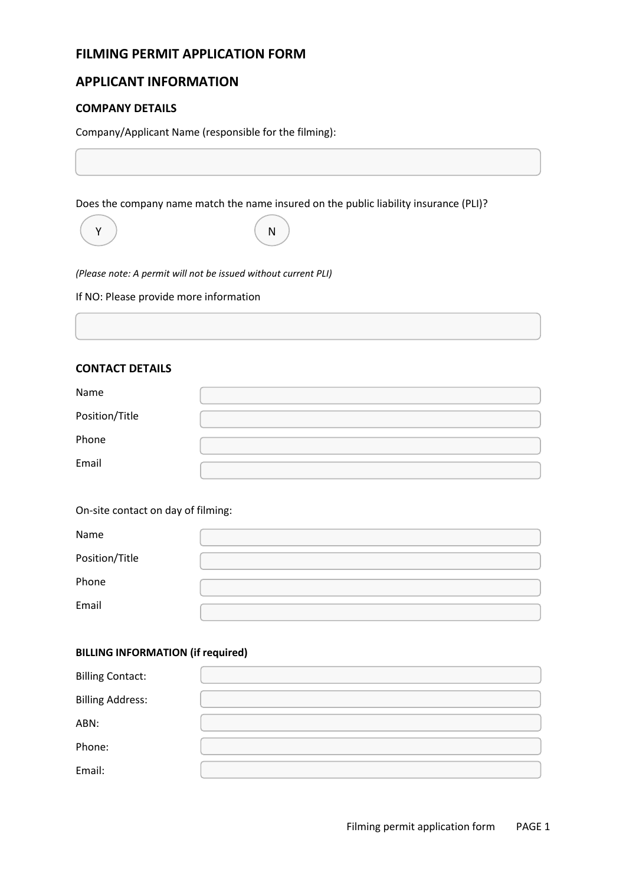# FILMING PERMIT APPLICATION FORM

## APPLICANT INFORMATION

### COMPANY DETAILS

Company/Applicant Name (responsible for the filming):

Does the company name match the name insured on the public liability insurance (PLI)?

Y N

*(Please note: A permit will not be issued without current PLI)*

If NO: Please provide more information

### CONTACT DETAILS

Name

Position/Title

Phone

Email

On-site contact on day of filming:

Name

Position/Title

Phone

Email

### BILLING INFORMATION (if required)

Billing Contact:

Billing Address:

ABN:

Phone:

Email: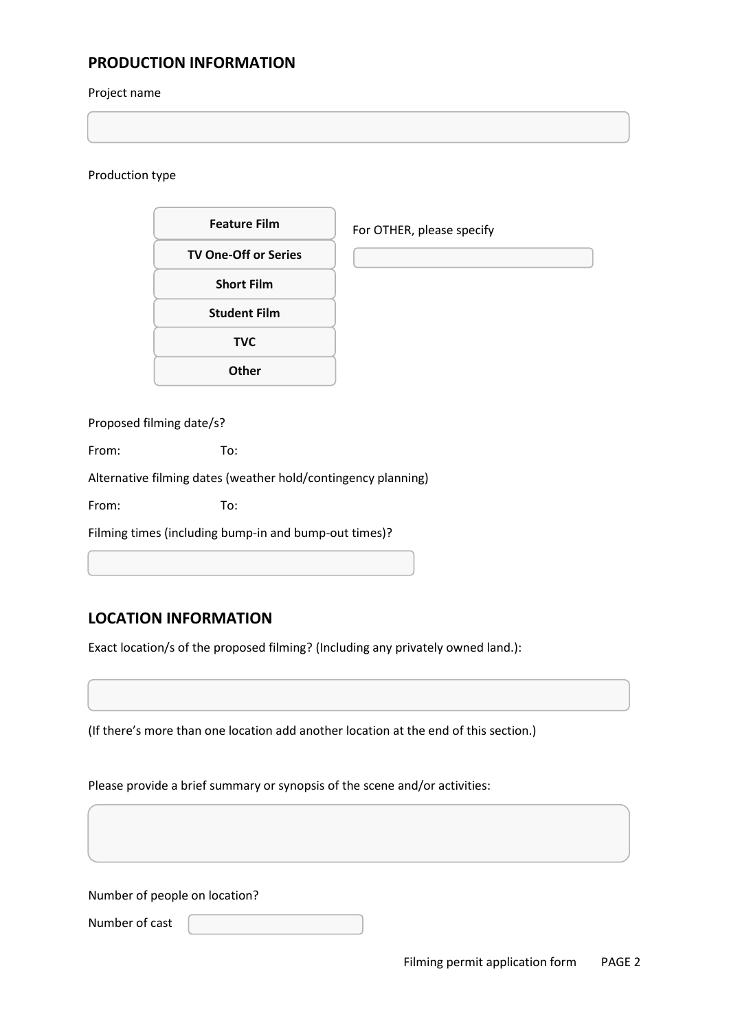## PRODUCTION INFORMATION

Project name

Production type

- Feature Film
- TV One-Off or Series
- Short Film
- Student Film
- TVC
- Other

For OTHER, please specify

Proposed filming date/s?

From: To:

Alternative filming dates (weather hold/contingency planning)

From: To:

Filming times (including bump-in and bump-out times)?

## LOCATION INFORMATION

Exact location/s of the proposed filming? (Including any privately owned land.):

(If there's more than one location add another location at the end of this section.)

Please provide a brief summary or synopsis of the scene and/or activities:

Number of people on location?

Number of cast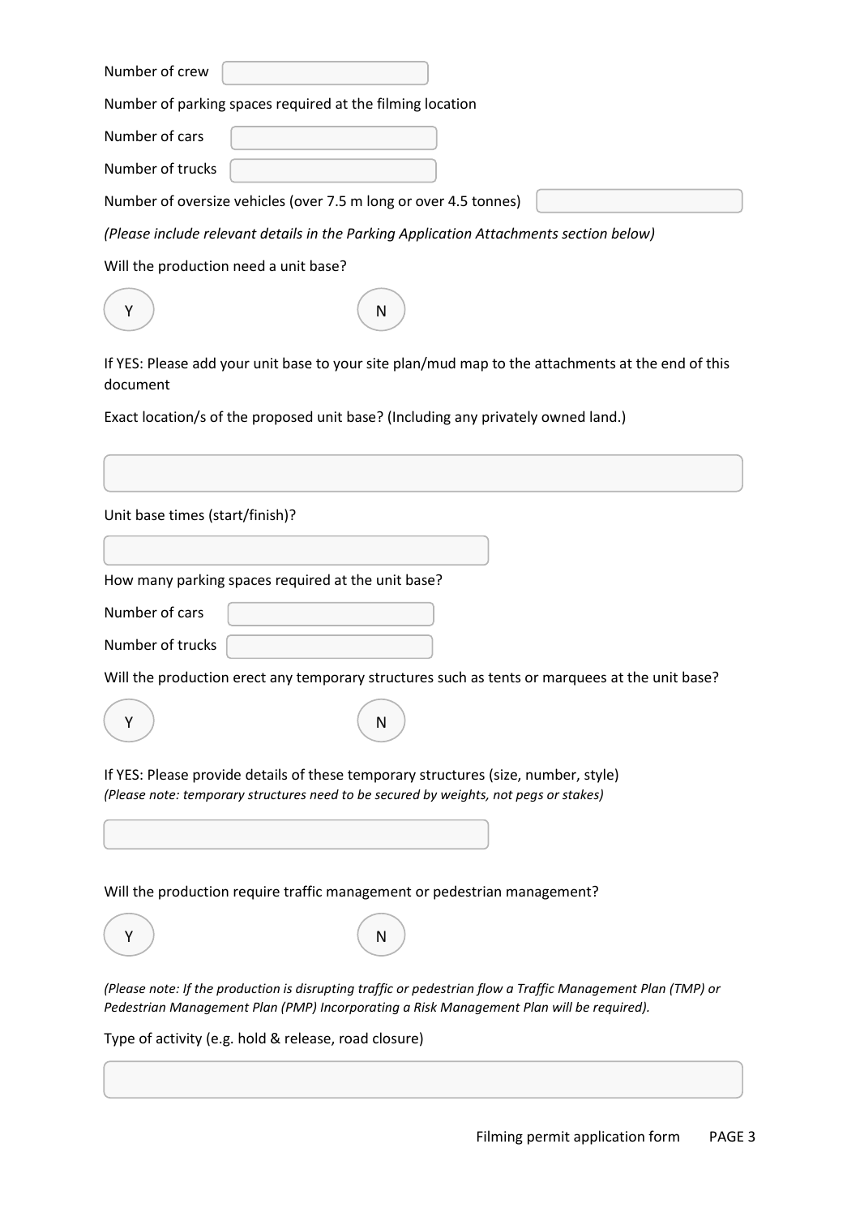Number of crew

Number of parking spaces required at the filming location

Number of cars

Number of trucks

Number of oversize vehicles (over 7.5 m long or over 4.5 tonnes)

*(Please include relevant details in the Parking Application Attachments section below)*

Will the production need a unit base?

Y N

If YES: Please add your unit base to your site plan/mud map to the attachments at the end of this document

Exact location/s of the proposed unit base? (Including any privately owned land.)

Unit base times (start/finish)?

How many parking spaces required at the unit base?

Number of cars

Number of trucks

Will the production erect any temporary structures such as tents or marquees at the unit base?

Y N

If YES: Please provide details of these temporary structures (size, number, style)
*(Please note: temporary structures need to be secured by weights, not pegs or stakes)*

Will the production require traffic management or pedestrian management?

Y N

*(Please note: If the production is disrupting traffic or pedestrian flow a Traffic Management Plan (TMP) or Pedestrian Management Plan (PMP) Incorporating a Risk Management Plan will be required).*

Type of activity (e.g. hold & release, road closure)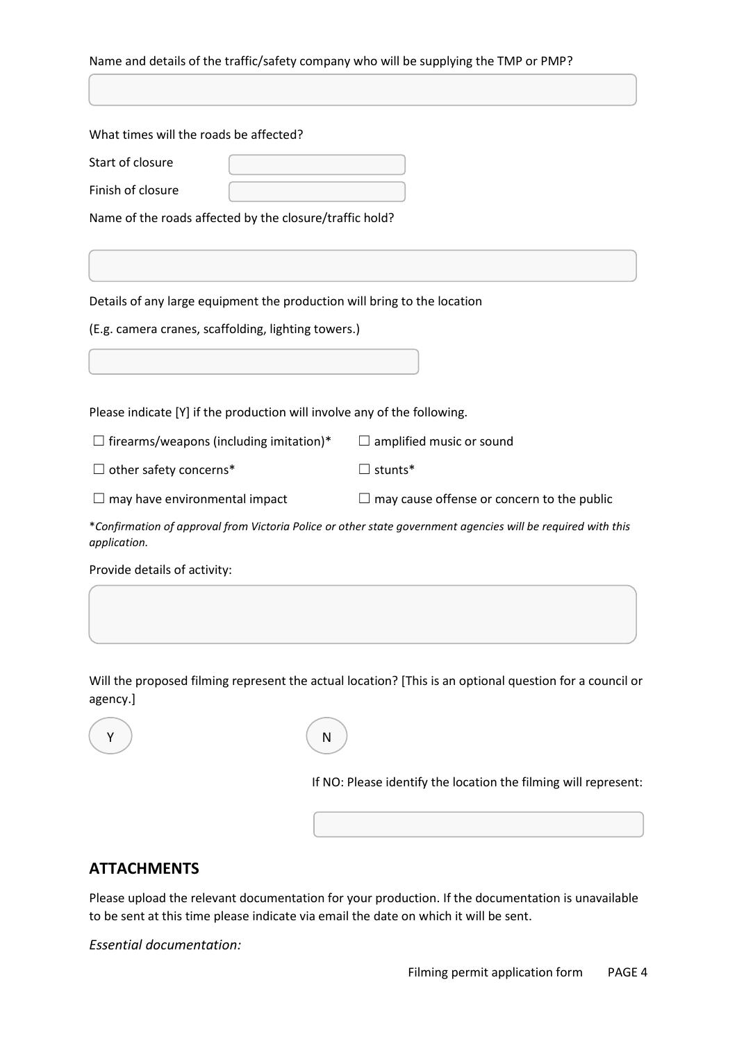Name and details of the traffic/safety company who will be supplying the TMP or PMP?

What times will the roads be affected?

Start of closure

Finish of closure

Name of the roads affected by the closure/traffic hold?

Details of any large equipment the production will bring to the location

(E.g. camera cranes, scaffolding, lighting towers.)

Please indicate [Y] if the production will involve any of the following.

- ☐ firearms/weapons (including imitation)*
- ☐ amplified music or sound
- ☐ other safety concerns*
- ☐ stunts*
- ☐ may have environmental impact
- ☐ may cause offense or concern to the public

**Confirmation of approval from Victoria Police or other state government agencies will be required with this application.*

Provide details of activity:

Will the proposed filming represent the actual location? [This is an optional question for a council or agency.]

Y N

If NO: Please identify the location the filming will represent:

## ATTACHMENTS

Please upload the relevant documentation for your production. If the documentation is unavailable to be sent at this time please indicate via email the date on which it will be sent.

*Essential documentation:*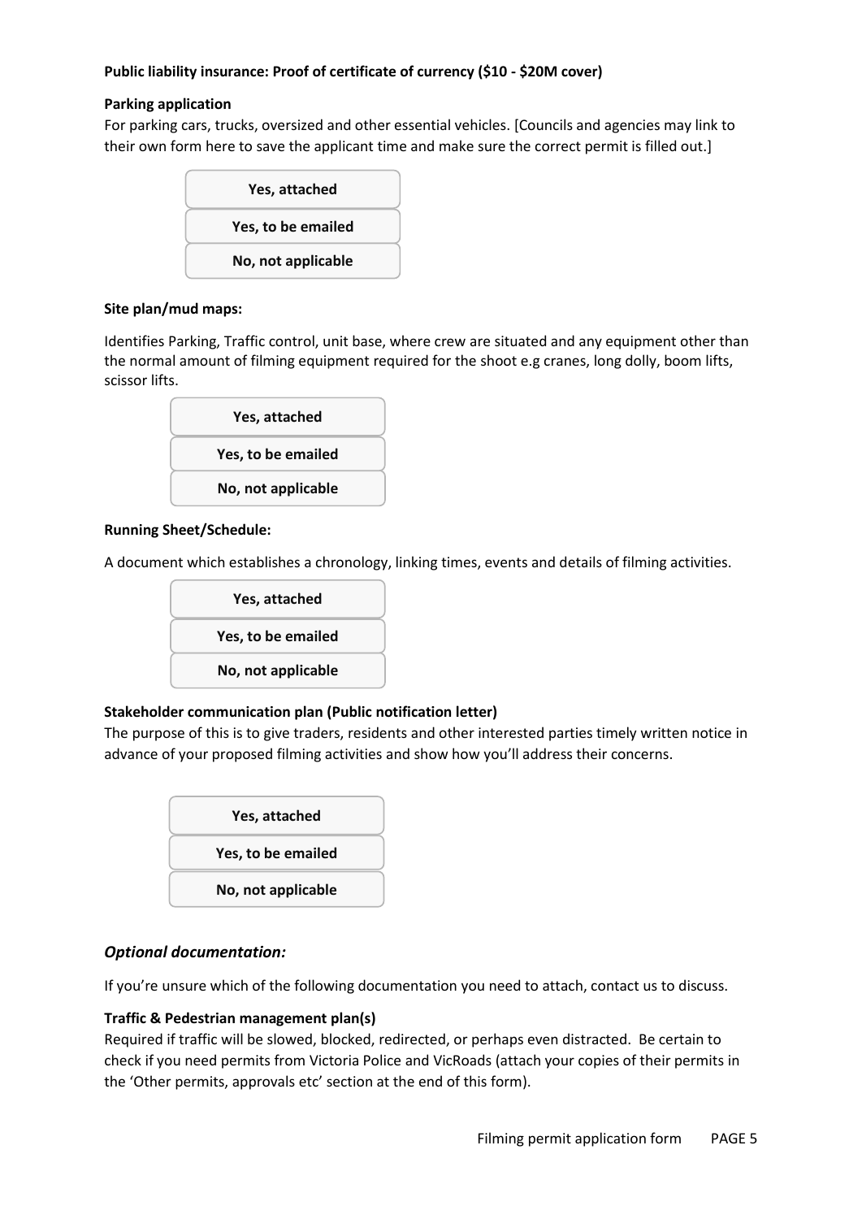**Public liability insurance: Proof of certificate of currency ($10 - $20M cover)**

**Parking application**

For parking cars, trucks, oversized and other essential vehicles. [Councils and agencies may link to their own form here to save the applicant time and make sure the correct permit is filled out.]

- Yes, attached
- Yes, to be emailed
- No, not applicable

**Site plan/mud maps:**

Identifies Parking, Traffic control, unit base, where crew are situated and any equipment other than the normal amount of filming equipment required for the shoot e.g cranes, long dolly, boom lifts, scissor lifts.

- Yes, attached
- Yes, to be emailed
- No, not applicable

**Running Sheet/Schedule:**

A document which establishes a chronology, linking times, events and details of filming activities.

- Yes, attached
- Yes, to be emailed
- No, not applicable

**Stakeholder communication plan (Public notification letter)**

The purpose of this is to give traders, residents and other interested parties timely written notice in advance of your proposed filming activities and show how you'll address their concerns.

- Yes, attached
- Yes, to be emailed
- No, not applicable

## *Optional documentation:*

If you're unsure which of the following documentation you need to attach, contact us to discuss.

**Traffic & Pedestrian management plan(s)**

Required if traffic will be slowed, blocked, redirected, or perhaps even distracted. Be certain to check if you need permits from Victoria Police and VicRoads (attach your copies of their permits in the 'Other permits, approvals etc' section at the end of this form).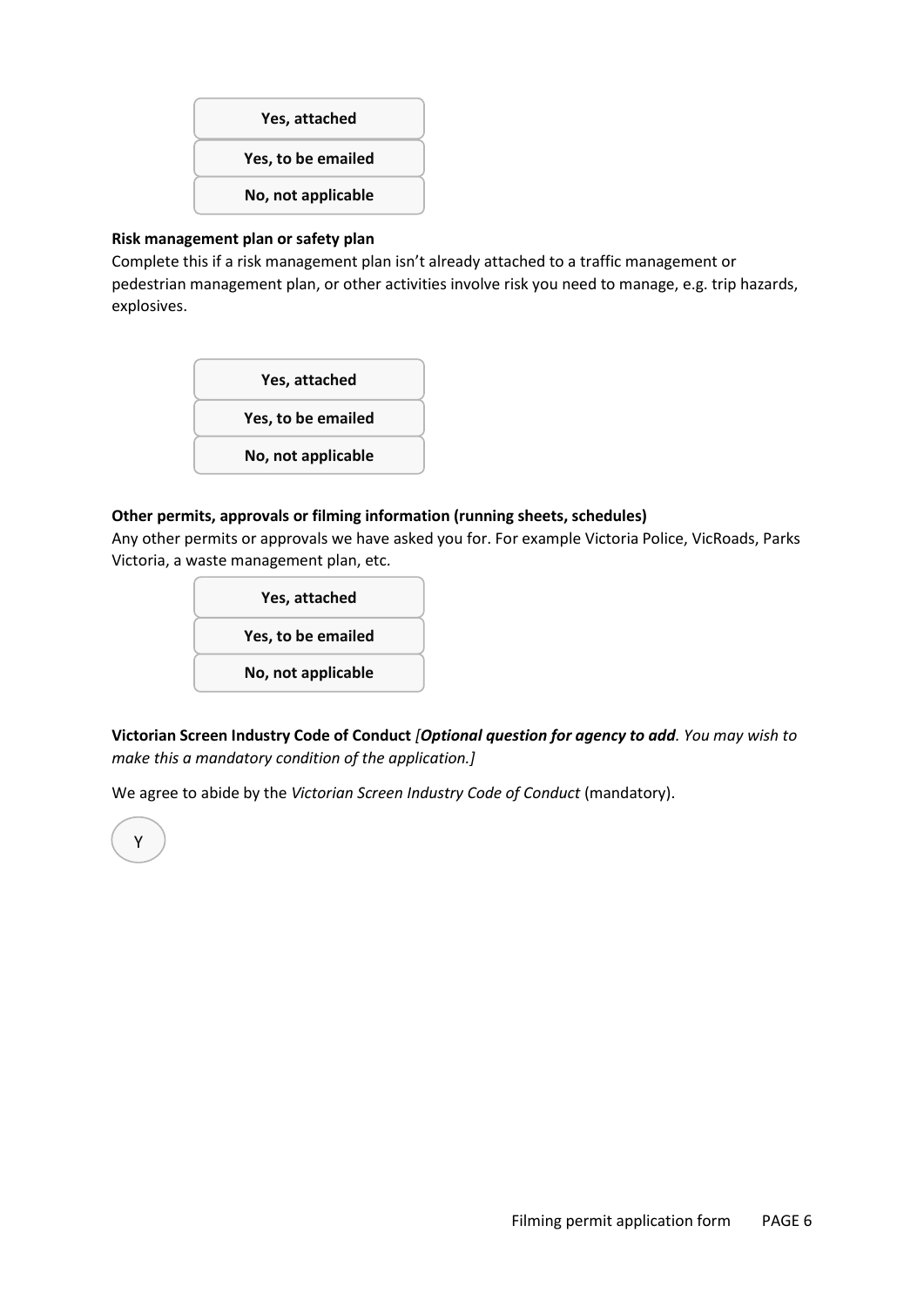Yes, attached

Yes, to be emailed

No, not applicable

**Risk management plan or safety plan**

Complete this if a risk management plan isn't already attached to a traffic management or pedestrian management plan, or other activities involve risk you need to manage, e.g. trip hazards, explosives.

Yes, attached

Yes, to be emailed

No, not applicable

**Other permits, approvals or filming information (running sheets, schedules)**

Any other permits or approvals we have asked you for. For example Victoria Police, VicRoads, Parks Victoria, a waste management plan, etc.

Yes, attached

Yes, to be emailed

No, not applicable

**Victorian Screen Industry Code of Conduct** *[**Optional question for agency to add**. You may wish to make this a mandatory condition of the application.]*

We agree to abide by the *Victorian Screen Industry Code of Conduct* (mandatory).

Y